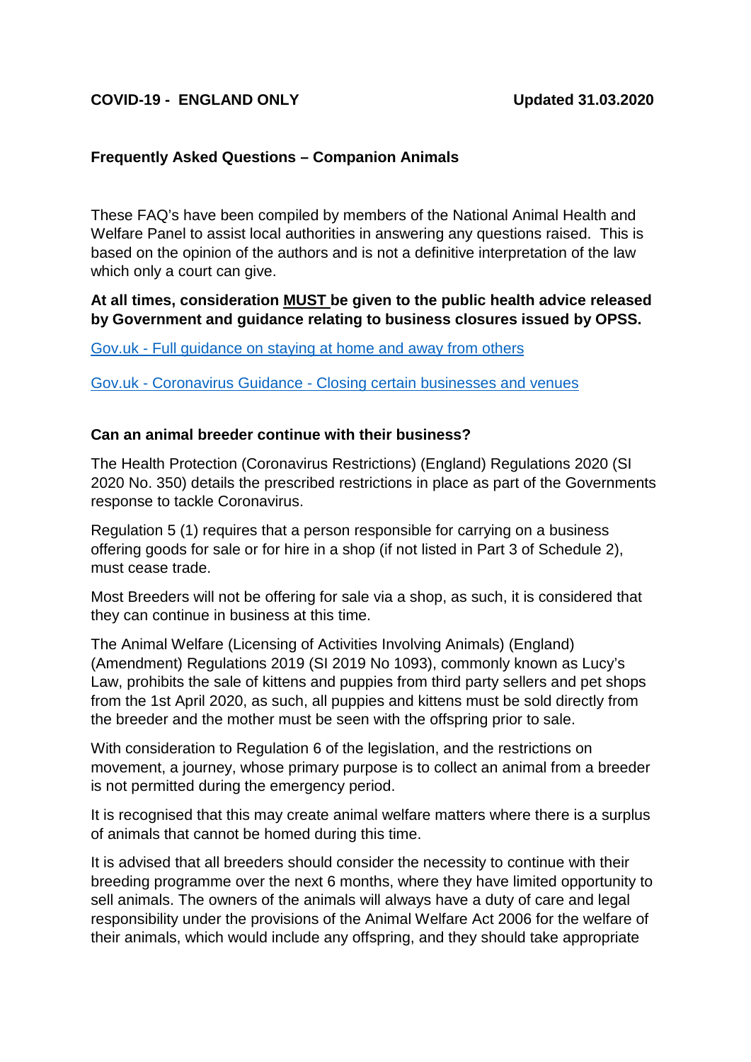**COVID-19 - ENGLAND ONLY** **Updated 31.03.2020**

## Frequently Asked Questions – Companion Animals

These FAQ's have been compiled by members of the National Animal Health and Welfare Panel to assist local authorities in answering any questions raised. This is based on the opinion of the authors and is not a definitive interpretation of the law which only a court can give.

**At all times, consideration <u>MUST</u> be given to the public health advice released by Government and guidance relating to business closures issued by OPSS.**

[Gov.uk - Full guidance on staying at home and away from others]()

[Gov.uk - Coronavirus Guidance - Closing certain businesses and venues]()

### Can an animal breeder continue with their business?

The Health Protection (Coronavirus Restrictions) (England) Regulations 2020 (SI 2020 No. 350) details the prescribed restrictions in place as part of the Governments response to tackle Coronavirus.

Regulation 5 (1) requires that a person responsible for carrying on a business offering goods for sale or for hire in a shop (if not listed in Part 3 of Schedule 2), must cease trade.

Most Breeders will not be offering for sale via a shop, as such, it is considered that they can continue in business at this time.

The Animal Welfare (Licensing of Activities Involving Animals) (England) (Amendment) Regulations 2019 (SI 2019 No 1093), commonly known as Lucy's Law, prohibits the sale of kittens and puppies from third party sellers and pet shops from the 1st April 2020, as such, all puppies and kittens must be sold directly from the breeder and the mother must be seen with the offspring prior to sale.

With consideration to Regulation 6 of the legislation, and the restrictions on movement, a journey, whose primary purpose is to collect an animal from a breeder is not permitted during the emergency period.

It is recognised that this may create animal welfare matters where there is a surplus of animals that cannot be homed during this time.

It is advised that all breeders should consider the necessity to continue with their breeding programme over the next 6 months, where they have limited opportunity to sell animals. The owners of the animals will always have a duty of care and legal responsibility under the provisions of the Animal Welfare Act 2006 for the welfare of their animals, which would include any offspring, and they should take appropriate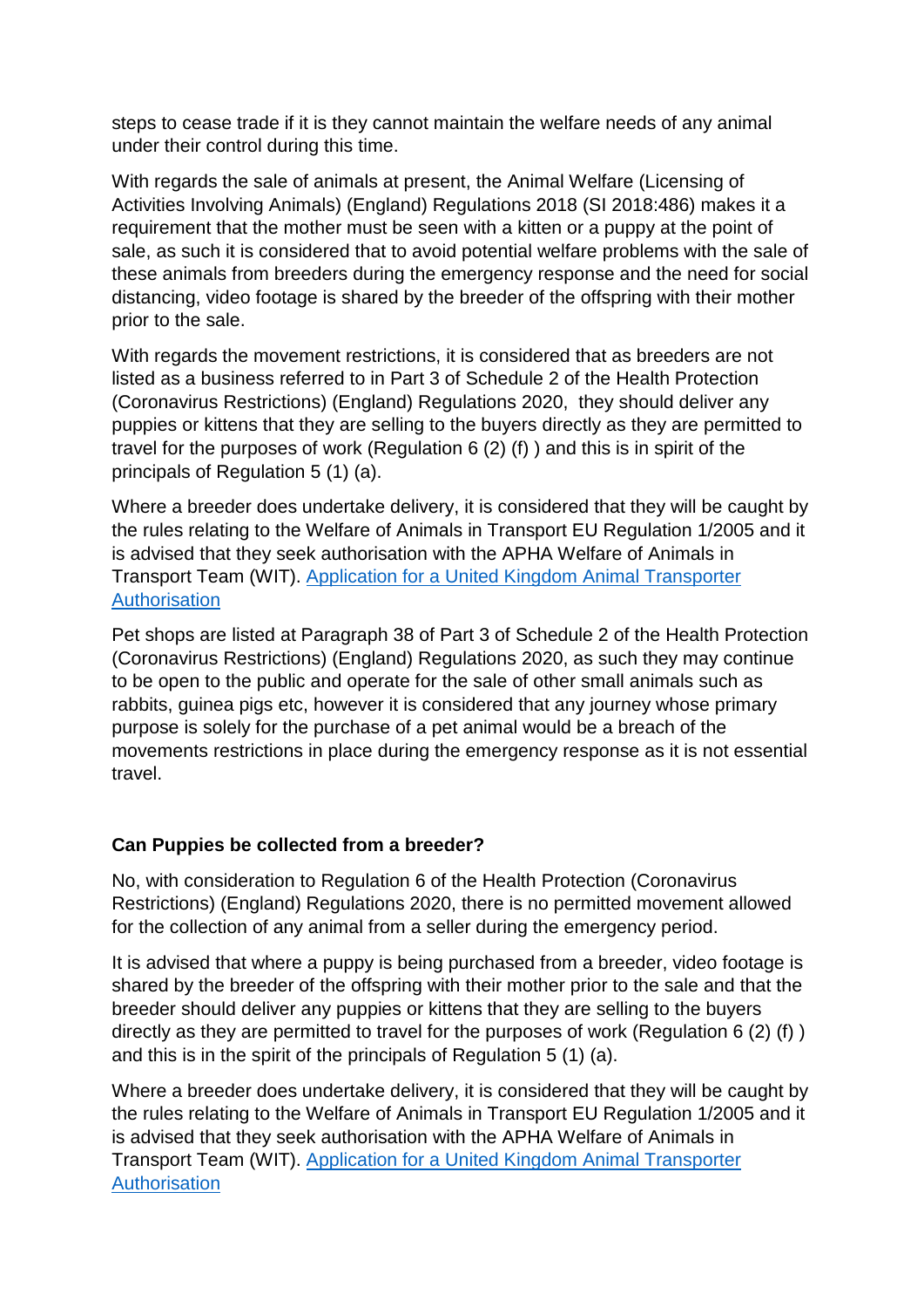steps to cease trade if it is they cannot maintain the welfare needs of any animal under their control during this time.

With regards the sale of animals at present, the Animal Welfare (Licensing of Activities Involving Animals) (England) Regulations 2018 (SI 2018:486) makes it a requirement that the mother must be seen with a kitten or a puppy at the point of sale, as such it is considered that to avoid potential welfare problems with the sale of these animals from breeders during the emergency response and the need for social distancing, video footage is shared by the breeder of the offspring with their mother prior to the sale.

With regards the movement restrictions, it is considered that as breeders are not listed as a business referred to in Part 3 of Schedule 2 of the Health Protection (Coronavirus Restrictions) (England) Regulations 2020, they should deliver any puppies or kittens that they are selling to the buyers directly as they are permitted to travel for the purposes of work (Regulation 6 (2) (f) ) and this is in spirit of the principals of Regulation 5 (1) (a).

Where a breeder does undertake delivery, it is considered that they will be caught by the rules relating to the Welfare of Animals in Transport EU Regulation 1/2005 and it is advised that they seek authorisation with the APHA Welfare of Animals in Transport Team (WIT). [Application for a United Kingdom Animal Transporter Authorisation]

Pet shops are listed at Paragraph 38 of Part 3 of Schedule 2 of the Health Protection (Coronavirus Restrictions) (England) Regulations 2020, as such they may continue to be open to the public and operate for the sale of other small animals such as rabbits, guinea pigs etc, however it is considered that any journey whose primary purpose is solely for the purchase of a pet animal would be a breach of the movements restrictions in place during the emergency response as it is not essential travel.

**Can Puppies be collected from a breeder?**

No, with consideration to Regulation 6 of the Health Protection (Coronavirus Restrictions) (England) Regulations 2020, there is no permitted movement allowed for the collection of any animal from a seller during the emergency period.

It is advised that where a puppy is being purchased from a breeder, video footage is shared by the breeder of the offspring with their mother prior to the sale and that the breeder should deliver any puppies or kittens that they are selling to the buyers directly as they are permitted to travel for the purposes of work (Regulation 6 (2) (f) ) and this is in the spirit of the principals of Regulation 5 (1) (a).

Where a breeder does undertake delivery, it is considered that they will be caught by the rules relating to the Welfare of Animals in Transport EU Regulation 1/2005 and it is advised that they seek authorisation with the APHA Welfare of Animals in Transport Team (WIT). [Application for a United Kingdom Animal Transporter Authorisation]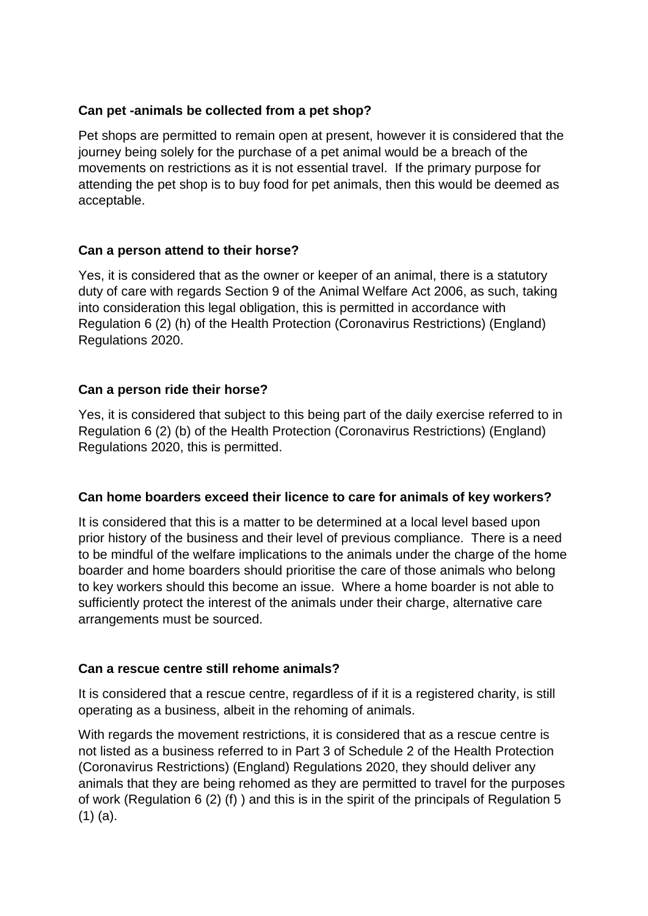**Can pet -animals be collected from a pet shop?**

Pet shops are permitted to remain open at present, however it is considered that the journey being solely for the purchase of a pet animal would be a breach of the movements on restrictions as it is not essential travel. If the primary purpose for attending the pet shop is to buy food for pet animals, then this would be deemed as acceptable.

**Can a person attend to their horse?**

Yes, it is considered that as the owner or keeper of an animal, there is a statutory duty of care with regards Section 9 of the Animal Welfare Act 2006, as such, taking into consideration this legal obligation, this is permitted in accordance with Regulation 6 (2) (h) of the Health Protection (Coronavirus Restrictions) (England) Regulations 2020.

**Can a person ride their horse?**

Yes, it is considered that subject to this being part of the daily exercise referred to in Regulation 6 (2) (b) of the Health Protection (Coronavirus Restrictions) (England) Regulations 2020, this is permitted.

**Can home boarders exceed their licence to care for animals of key workers?**

It is considered that this is a matter to be determined at a local level based upon prior history of the business and their level of previous compliance. There is a need to be mindful of the welfare implications to the animals under the charge of the home boarder and home boarders should prioritise the care of those animals who belong to key workers should this become an issue. Where a home boarder is not able to sufficiently protect the interest of the animals under their charge, alternative care arrangements must be sourced.

**Can a rescue centre still rehome animals?**

It is considered that a rescue centre, regardless of if it is a registered charity, is still operating as a business, albeit in the rehoming of animals.

With regards the movement restrictions, it is considered that as a rescue centre is not listed as a business referred to in Part 3 of Schedule 2 of the Health Protection (Coronavirus Restrictions) (England) Regulations 2020, they should deliver any animals that they are being rehomed as they are permitted to travel for the purposes of work (Regulation 6 (2) (f) ) and this is in the spirit of the principals of Regulation 5 (1) (a).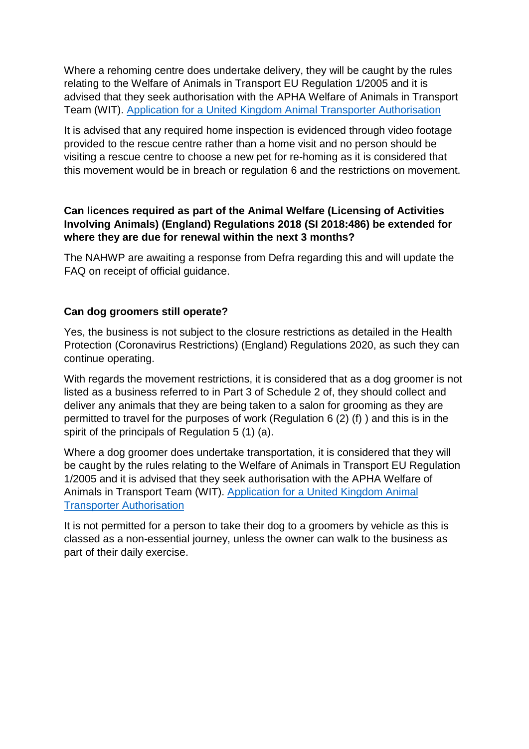Where a rehoming centre does undertake delivery, they will be caught by the rules relating to the Welfare of Animals in Transport EU Regulation 1/2005 and it is advised that they seek authorisation with the APHA Welfare of Animals in Transport Team (WIT). [Application for a United Kingdom Animal Transporter Authorisation]

It is advised that any required home inspection is evidenced through video footage provided to the rescue centre rather than a home visit and no person should be visiting a rescue centre to choose a new pet for re-homing as it is considered that this movement would be in breach or regulation 6 and the restrictions on movement.

**Can licences required as part of the Animal Welfare (Licensing of Activities Involving Animals) (England) Regulations 2018 (SI 2018:486) be extended for where they are due for renewal within the next 3 months?**

The NAHWP are awaiting a response from Defra regarding this and will update the FAQ on receipt of official guidance.

**Can dog groomers still operate?**

Yes, the business is not subject to the closure restrictions as detailed in the Health Protection (Coronavirus Restrictions) (England) Regulations 2020, as such they can continue operating.

With regards the movement restrictions, it is considered that as a dog groomer is not listed as a business referred to in Part 3 of Schedule 2 of, they should collect and deliver any animals that they are being taken to a salon for grooming as they are permitted to travel for the purposes of work (Regulation 6 (2) (f) ) and this is in the spirit of the principals of Regulation 5 (1) (a).

Where a dog groomer does undertake transportation, it is considered that they will be caught by the rules relating to the Welfare of Animals in Transport EU Regulation 1/2005 and it is advised that they seek authorisation with the APHA Welfare of Animals in Transport Team (WIT). [Application for a United Kingdom Animal Transporter Authorisation]

It is not permitted for a person to take their dog to a groomers by vehicle as this is classed as a non-essential journey, unless the owner can walk to the business as part of their daily exercise.